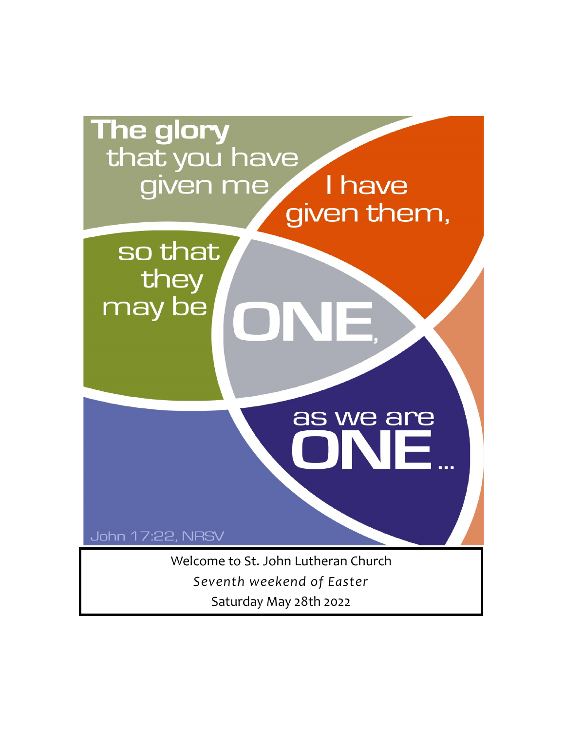The glory that you have given me I have given them, so that they may be ONE, as we are ONE...

John 17:22, NRSV

Welcome to St. John Lutheran Church

*Seventh weekend of Easter*

Saturday May 28th 2022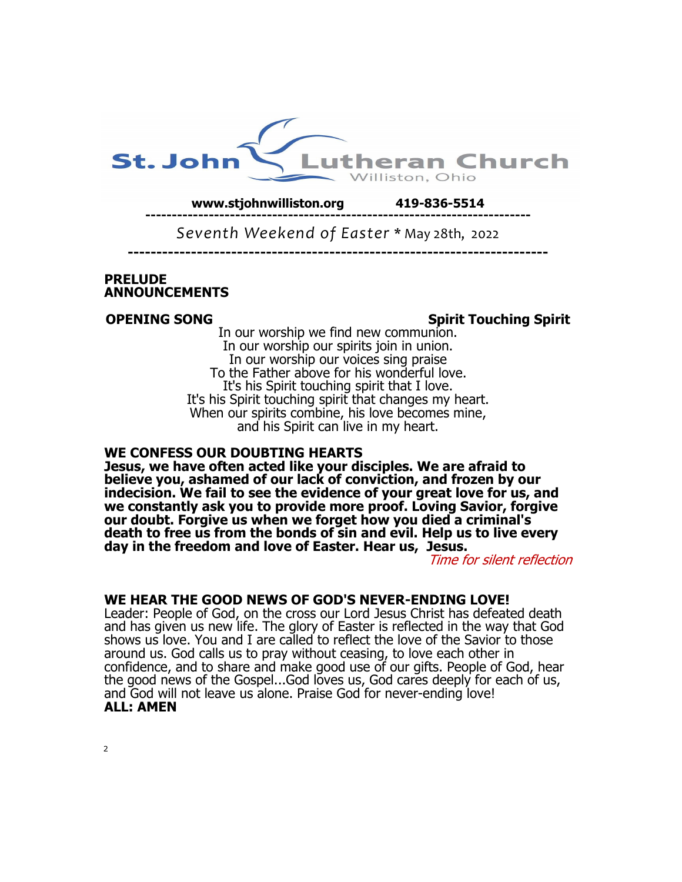# St. John Lutheran Church

Williston, Ohio

**www.stjohnwilliston.org** **419-836-5514**

---

*Seventh Weekend of Easter* * May 28th, 2022

---

**PRELUDE**

**ANNOUNCEMENTS**

**OPENING SONG** **Spirit Touching Spirit**

In our worship we find new communion.
In our worship our spirits join in union.
In our worship our voices sing praise
To the Father above for his wonderful love.
It's his Spirit touching spirit that I love.
It's his Spirit touching spirit that changes my heart.
When our spirits combine, his love becomes mine,
and his Spirit can live in my heart.

**WE CONFESS OUR DOUBTING HEARTS**

**Jesus, we have often acted like your disciples. We are afraid to believe you, ashamed of our lack of conviction, and frozen by our indecision. We fail to see the evidence of your great love for us, and we constantly ask you to provide more proof. Loving Savior, forgive our doubt. Forgive us when we forget how you died a criminal's death to free us from the bonds of sin and evil. Help us to live every day in the freedom and love of Easter. Hear us, Jesus.**

*Time for silent reflection*

**WE HEAR THE GOOD NEWS OF GOD'S NEVER-ENDING LOVE!**

Leader: People of God, on the cross our Lord Jesus Christ has defeated death and has given us new life. The glory of Easter is reflected in the way that God shows us love. You and I are called to reflect the love of the Savior to those around us. God calls us to pray without ceasing, to love each other in confidence, and to share and make good use of our gifts. People of God, hear the good news of the Gospel...God loves us, God cares deeply for each of us, and God will not leave us alone. Praise God for never-ending love!

**ALL: AMEN**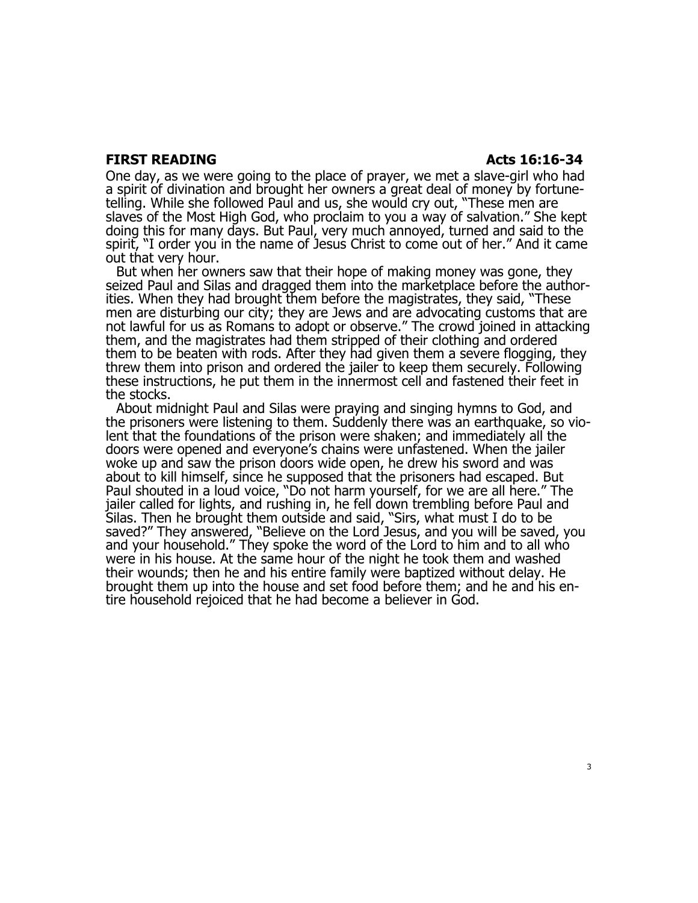**FIRST READING Acts 16:16-34**

One day, as we were going to the place of prayer, we met a slave-girl who had a spirit of divination and brought her owners a great deal of money by fortune-telling. While she followed Paul and us, she would cry out, "These men are slaves of the Most High God, who proclaim to you a way of salvation." She kept doing this for many days. But Paul, very much annoyed, turned and said to the spirit, "I order you in the name of Jesus Christ to come out of her." And it came out that very hour.

But when her owners saw that their hope of making money was gone, they seized Paul and Silas and dragged them into the marketplace before the authorities. When they had brought them before the magistrates, they said, "These men are disturbing our city; they are Jews and are advocating customs that are not lawful for us as Romans to adopt or observe." The crowd joined in attacking them, and the magistrates had them stripped of their clothing and ordered them to be beaten with rods. After they had given them a severe flogging, they threw them into prison and ordered the jailer to keep them securely. Following these instructions, he put them in the innermost cell and fastened their feet in the stocks.

About midnight Paul and Silas were praying and singing hymns to God, and the prisoners were listening to them. Suddenly there was an earthquake, so violent that the foundations of the prison were shaken; and immediately all the doors were opened and everyone's chains were unfastened. When the jailer woke up and saw the prison doors wide open, he drew his sword and was about to kill himself, since he supposed that the prisoners had escaped. But Paul shouted in a loud voice, "Do not harm yourself, for we are all here." The jailer called for lights, and rushing in, he fell down trembling before Paul and Silas. Then he brought them outside and said, "Sirs, what must I do to be saved?" They answered, "Believe on the Lord Jesus, and you will be saved, you and your household." They spoke the word of the Lord to him and to all who were in his house. At the same hour of the night he took them and washed their wounds; then he and his entire family were baptized without delay. He brought them up into the house and set food before them; and he and his entire household rejoiced that he had become a believer in God.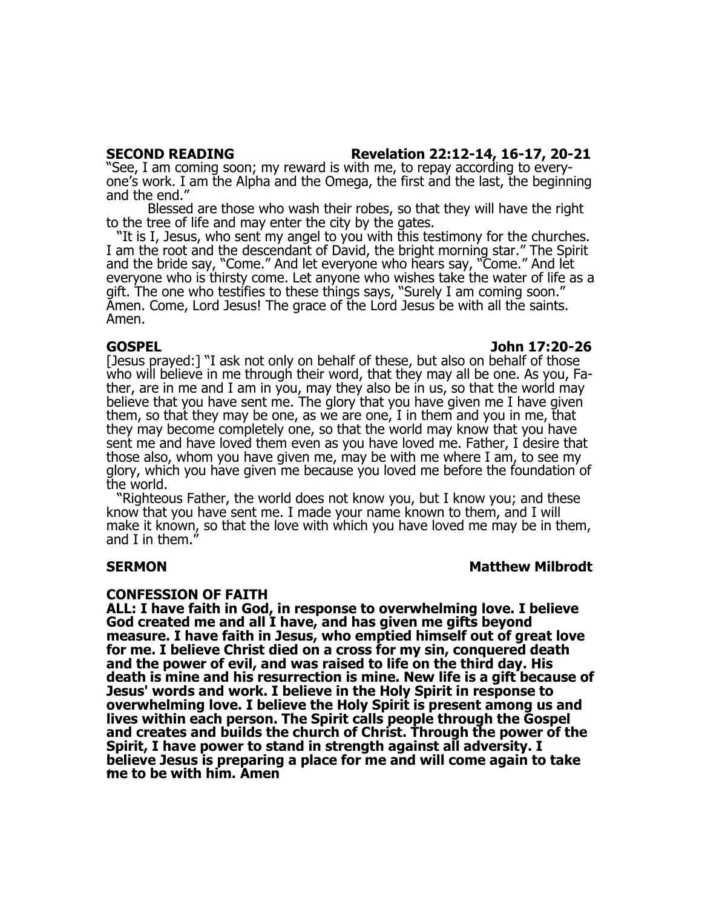**SECOND READING Revelation 22:12-14, 16-17, 20-21**

"See, I am coming soon; my reward is with me, to repay according to everyone's work. I am the Alpha and the Omega, the first and the last, the beginning and the end."

Blessed are those who wash their robes, so that they will have the right to the tree of life and may enter the city by the gates.

"It is I, Jesus, who sent my angel to you with this testimony for the churches. I am the root and the descendant of David, the bright morning star." The Spirit and the bride say, "Come." And let everyone who hears say, "Come." And let everyone who is thirsty come. Let anyone who wishes take the water of life as a gift. The one who testifies to these things says, "Surely I am coming soon." Amen. Come, Lord Jesus! The grace of the Lord Jesus be with all the saints. Amen.

**GOSPEL John 17:20-26**

[Jesus prayed:] "I ask not only on behalf of these, but also on behalf of those who will believe in me through their word, that they may all be one. As you, Father, are in me and I am in you, may they also be in us, so that the world may believe that you have sent me. The glory that you have given me I have given them, so that they may be one, as we are one, I in them and you in me, that they may become completely one, so that the world may know that you have sent me and have loved them even as you have loved me. Father, I desire that those also, whom you have given me, may be with me where I am, to see my glory, which you have given me because you loved me before the foundation of the world.

"Righteous Father, the world does not know you, but I know you; and these know that you have sent me. I made your name known to them, and I will make it known, so that the love with which you have loved me may be in them, and I in them."

**SERMON Matthew Milbrodt**

**CONFESSION OF FAITH**

**ALL: I have faith in God, in response to overwhelming love. I believe God created me and all I have, and has given me gifts beyond measure. I have faith in Jesus, who emptied himself out of great love for me. I believe Christ died on a cross for my sin, conquered death and the power of evil, and was raised to life on the third day. His death is mine and his resurrection is mine. New life is a gift because of Jesus' words and work. I believe in the Holy Spirit in response to overwhelming love. I believe the Holy Spirit is present among us and lives within each person. The Spirit calls people through the Gospel and creates and builds the church of Christ. Through the power of the Spirit, I have power to stand in strength against all adversity. I believe Jesus is preparing a place for me and will come again to take me to be with him. Amen**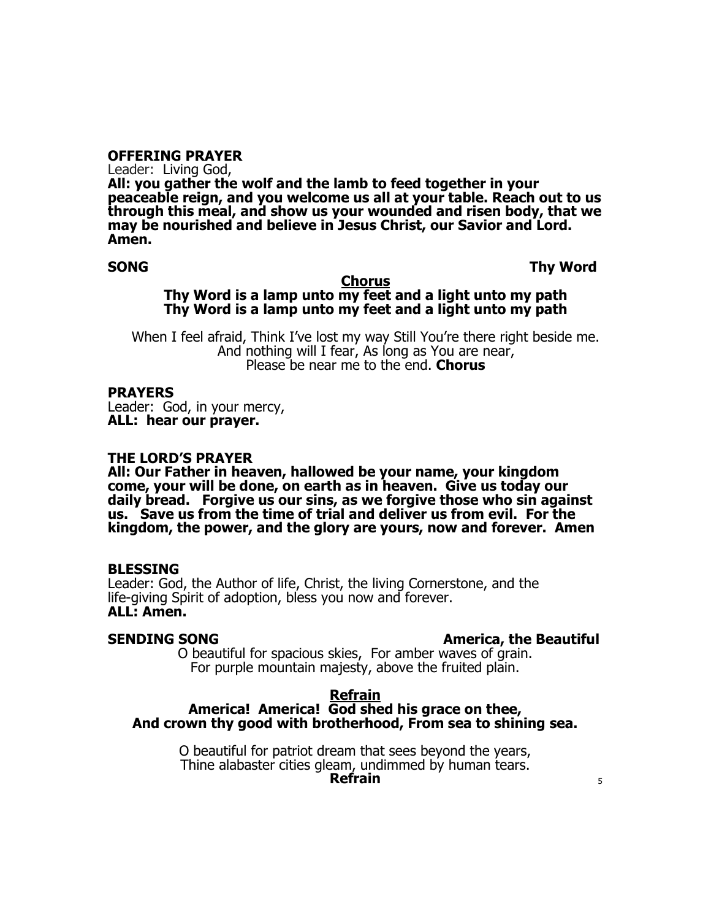**OFFERING PRAYER**

Leader: Living God,

**All: you gather the wolf and the lamb to feed together in your peaceable reign, and you welcome us all at your table. Reach out to us through this meal, and show us your wounded and risen body, that we may be nourished and believe in Jesus Christ, our Savior and Lord. Amen.**

**SONG** **Thy Word**

**Chorus**

**Thy Word is a lamp unto my feet and a light unto my path**
**Thy Word is a lamp unto my feet and a light unto my path**

When I feel afraid, Think I've lost my way Still You're there right beside me.
And nothing will I fear, As long as You are near,
Please be near me to the end. **Chorus**

**PRAYERS**

Leader: God, in your mercy,
**ALL: hear our prayer.**

**THE LORD'S PRAYER**

**All: Our Father in heaven, hallowed be your name, your kingdom come, your will be done, on earth as in heaven. Give us today our daily bread. Forgive us our sins, as we forgive those who sin against us. Save us from the time of trial and deliver us from evil. For the kingdom, the power, and the glory are yours, now and forever. Amen**

**BLESSING**

Leader: God, the Author of life, Christ, the living Cornerstone, and the life-giving Spirit of adoption, bless you now and forever.
**ALL: Amen.**

**SENDING SONG** **America, the Beautiful**

O beautiful for spacious skies, For amber waves of grain.
For purple mountain majesty, above the fruited plain.

**Refrain**

**America! America! God shed his grace on thee,**
**And crown thy good with brotherhood, From sea to shining sea.**

O beautiful for patriot dream that sees beyond the years,
Thine alabaster cities gleam, undimmed by human tears.
**Refrain**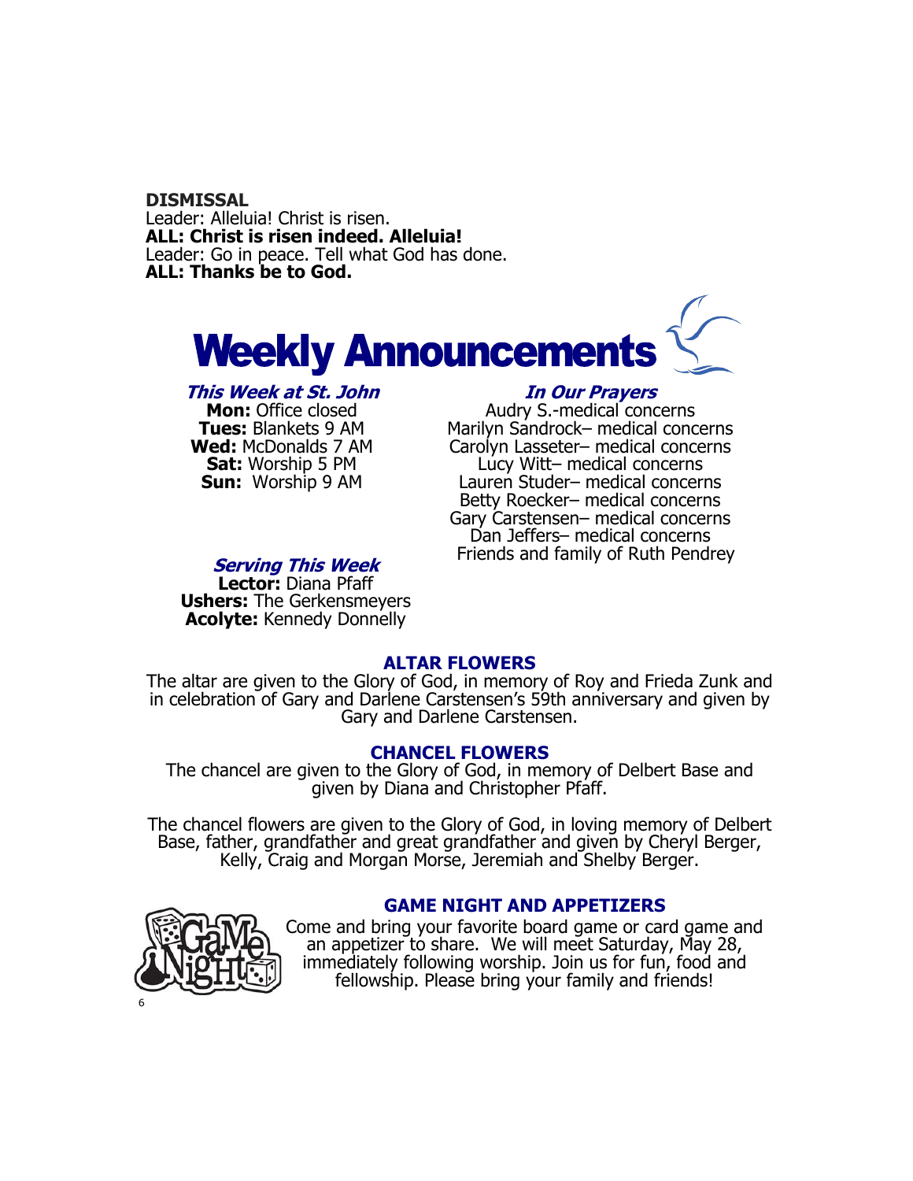**DISMISSAL**
Leader: Alleluia! Christ is risen.
**ALL: Christ is risen indeed. Alleluia!**
Leader: Go in peace. Tell what God has done.
**ALL: Thanks be to God.**

# Weekly Announcements

### *This Week at St. John*

**Mon:** Office closed
**Tues:** Blankets 9 AM
**Wed:** McDonalds 7 AM
**Sat:** Worship 5 PM
**Sun:** Worship 9 AM

### *In Our Prayers*

Audry S.-medical concerns
Marilyn Sandrock– medical concerns
Carolyn Lasseter– medical concerns
Lucy Witt– medical concerns
Lauren Studer– medical concerns
Betty Roecker– medical concerns
Gary Carstensen– medical concerns
Dan Jeffers– medical concerns
Friends and family of Ruth Pendrey

### *Serving This Week*

**Lector:** Diana Pfaff
**Ushers:** The Gerkensmeyers
**Acolyte:** Kennedy Donnelly

## ALTAR FLOWERS

The altar are given to the Glory of God, in memory of Roy and Frieda Zunk and in celebration of Gary and Darlene Carstensen's 59th anniversary and given by Gary and Darlene Carstensen.

## CHANCEL FLOWERS

The chancel are given to the Glory of God, in memory of Delbert Base and given by Diana and Christopher Pfaff.

The chancel flowers are given to the Glory of God, in loving memory of Delbert Base, father, grandfather and great grandfather and given by Cheryl Berger, Kelly, Craig and Morgan Morse, Jeremiah and Shelby Berger.

## GAME NIGHT AND APPETIZERS

Come and bring your favorite board game or card game and an appetizer to share. We will meet Saturday, May 28, immediately following worship. Join us for fun, food and fellowship. Please bring your family and friends!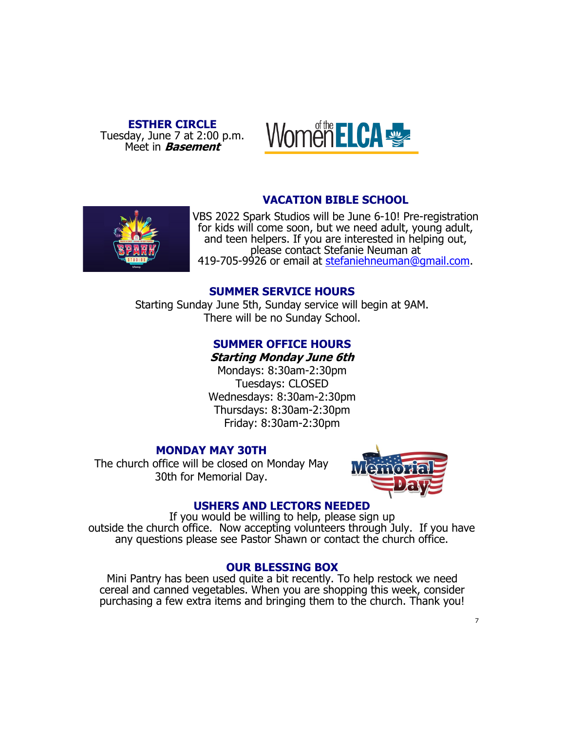## ESTHER CIRCLE

Tuesday, June 7 at 2:00 p.m.
Meet in ***Basement***

## VACATION BIBLE SCHOOL

VBS 2022 Spark Studios will be June 6-10! Pre-registration for kids will come soon, but we need adult, young adult, and teen helpers. If you are interested in helping out, please contact Stefanie Neuman at 419-705-9926 or email at stefaniehneuman@gmail.com.

## SUMMER SERVICE HOURS

Starting Sunday June 5th, Sunday service will begin at 9AM.
There will be no Sunday School.

## SUMMER OFFICE HOURS

***Starting Monday June 6th***

Mondays: 8:30am-2:30pm
Tuesdays: CLOSED
Wednesdays: 8:30am-2:30pm
Thursdays: 8:30am-2:30pm
Friday: 8:30am-2:30pm

## MONDAY MAY 30TH

The church office will be closed on Monday May 30th for Memorial Day.

## USHERS AND LECTORS NEEDED

If you would be willing to help, please sign up outside the church office. Now accepting volunteers through July. If you have any questions please see Pastor Shawn or contact the church office.

## OUR BLESSING BOX

Mini Pantry has been used quite a bit recently. To help restock we need cereal and canned vegetables. When you are shopping this week, consider purchasing a few extra items and bringing them to the church. Thank you!